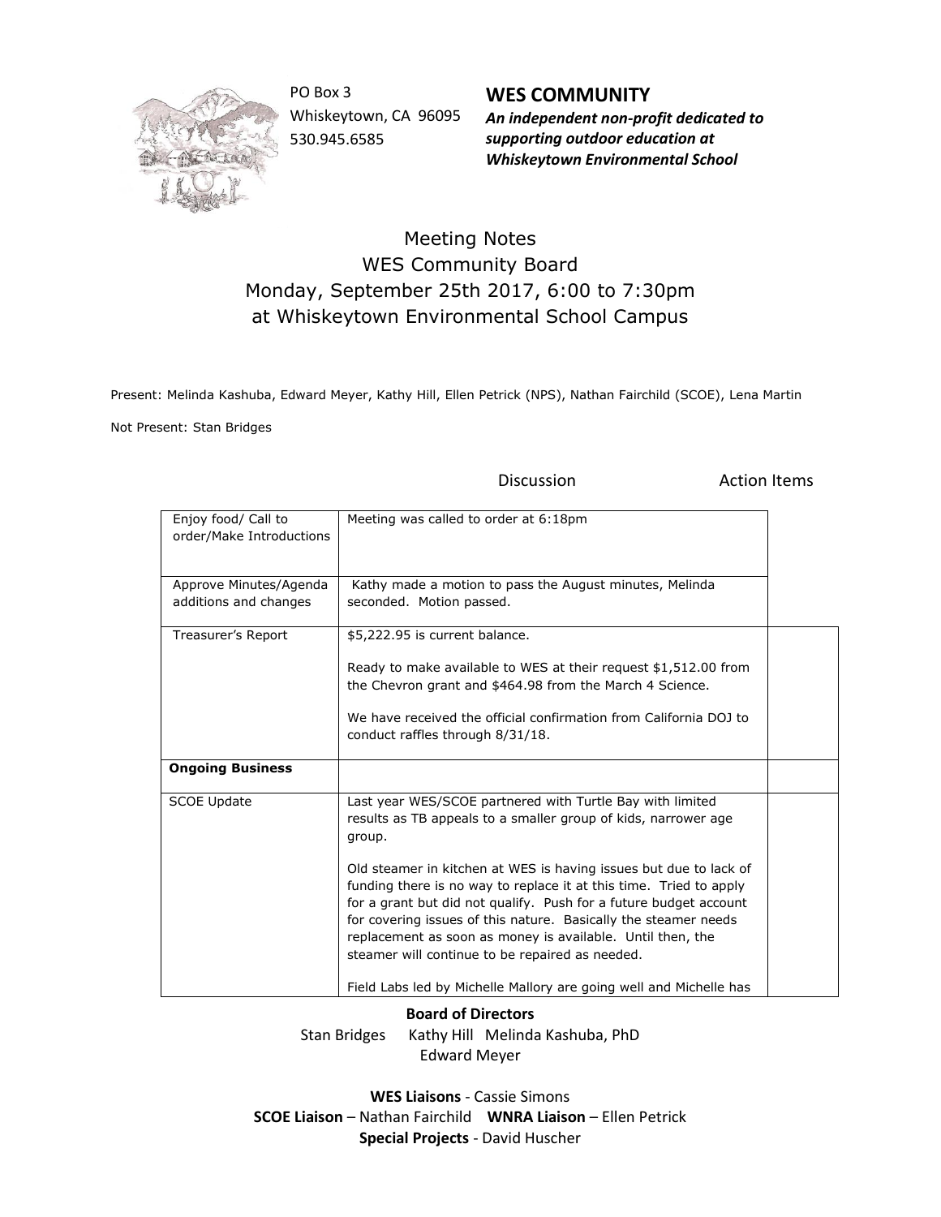PO Box 3
Whiskeytown, CA 96095
530.945.6585

## WES COMMUNITY

***An independent non-profit dedicated to supporting outdoor education at Whiskeytown Environmental School***

# Meeting Notes
# WES Community Board
# Monday, September 25th 2017, 6:00 to 7:30pm
# at Whiskeytown Environmental School Campus

Present: Melinda Kashuba, Edward Meyer, Kathy Hill, Ellen Petrick (NPS), Nathan Fairchild (SCOE), Lena Martin

Not Present: Stan Bridges

| | Discussion | Action Items |
|---|---|---|
| Enjoy food/ Call to order/Make Introductions | Meeting was called to order at 6:18pm | |
| Approve Minutes/Agenda additions and changes | Kathy made a motion to pass the August minutes, Melinda seconded. Motion passed. | |
| Treasurer's Report | $5,222.95 is current balance.<br><br>Ready to make available to WES at their request $1,512.00 from the Chevron grant and $464.98 from the March 4 Science.<br><br>We have received the official confirmation from California DOJ to conduct raffles through 8/31/18. | |
| **Ongoing Business** | | |
| SCOE Update | Last year WES/SCOE partnered with Turtle Bay with limited results as TB appeals to a smaller group of kids, narrower age group.<br><br>Old steamer in kitchen at WES is having issues but due to lack of funding there is no way to replace it at this time. Tried to apply for a grant but did not qualify. Push for a future budget account for covering issues of this nature. Basically the steamer needs replacement as soon as money is available. Until then, the steamer will continue to be repaired as needed.<br><br>Field Labs led by Michelle Mallory are going well and Michelle has | |

**Board of Directors**
Stan Bridges Kathy Hill Melinda Kashuba, PhD
Edward Meyer

**WES Liaisons** - Cassie Simons
**SCOE Liaison** – Nathan Fairchild **WNRA Liaison** – Ellen Petrick
**Special Projects** - David Huscher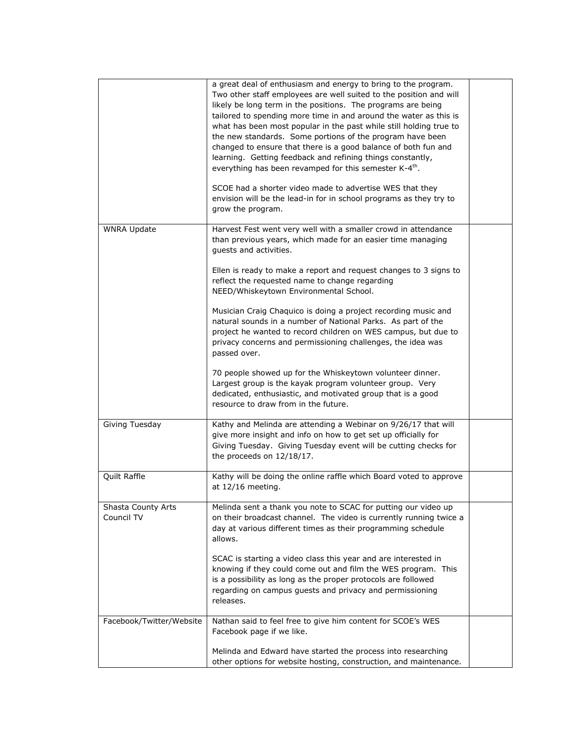|  |  |  |
|---|---|---|
|  | a great deal of enthusiasm and energy to bring to the program. Two other staff employees are well suited to the position and will likely be long term in the positions. The programs are being tailored to spending more time in and around the water as this is what has been most popular in the past while still holding true to the new standards. Some portions of the program have been changed to ensure that there is a good balance of both fun and learning. Getting feedback and refining things constantly, everything has been revamped for this semester K-4th.<br><br>SCOE had a shorter video made to advertise WES that they envision will be the lead-in for in school programs as they try to grow the program. |  |
| WNRA Update | Harvest Fest went very well with a smaller crowd in attendance than previous years, which made for an easier time managing guests and activities.<br><br>Ellen is ready to make a report and request changes to 3 signs to reflect the requested name to change regarding NEED/Whiskeytown Environmental School.<br><br>Musician Craig Chaquico is doing a project recording music and natural sounds in a number of National Parks. As part of the project he wanted to record children on WES campus, but due to privacy concerns and permissioning challenges, the idea was passed over.<br><br>70 people showed up for the Whiskeytown volunteer dinner. Largest group is the kayak program volunteer group. Very dedicated, enthusiastic, and motivated group that is a good resource to draw from in the future. |  |
| Giving Tuesday | Kathy and Melinda are attending a Webinar on 9/26/17 that will give more insight and info on how to get set up officially for Giving Tuesday. Giving Tuesday event will be cutting checks for the proceeds on 12/18/17. |  |
| Quilt Raffle | Kathy will be doing the online raffle which Board voted to approve at 12/16 meeting. |  |
| Shasta County Arts Council TV | Melinda sent a thank you note to SCAC for putting our video up on their broadcast channel. The video is currently running twice a day at various different times as their programming schedule allows.<br><br>SCAC is starting a video class this year and are interested in knowing if they could come out and film the WES program. This is a possibility as long as the proper protocols are followed regarding on campus guests and privacy and permissioning releases. |  |
| Facebook/Twitter/Website | Nathan said to feel free to give him content for SCOE's WES Facebook page if we like.<br><br>Melinda and Edward have started the process into researching other options for website hosting, construction, and maintenance. |  |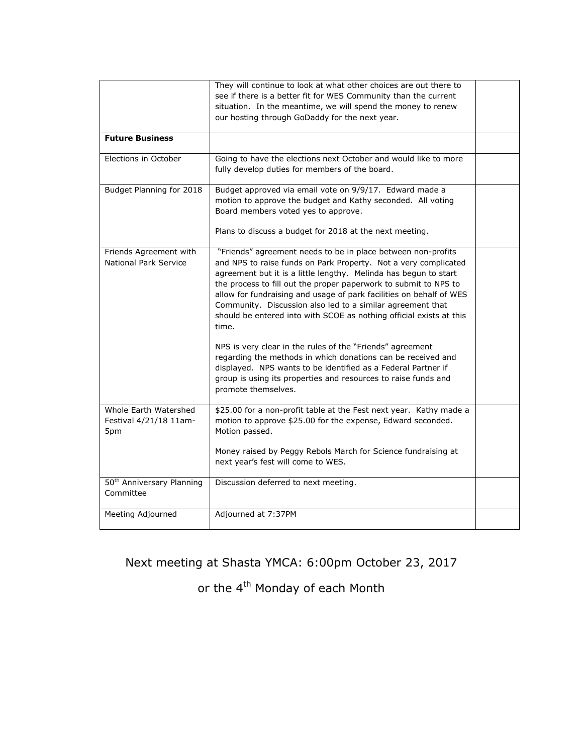| | | |
|---|---|---|
| | They will continue to look at what other choices are out there to see if there is a better fit for WES Community than the current situation. In the meantime, we will spend the money to renew our hosting through GoDaddy for the next year. | |
| **Future Business** | | |
| Elections in October | Going to have the elections next October and would like to more fully develop duties for members of the board. | |
| Budget Planning for 2018 | Budget approved via email vote on 9/9/17. Edward made a motion to approve the budget and Kathy seconded. All voting Board members voted yes to approve.<br><br>Plans to discuss a budget for 2018 at the next meeting. | |
| Friends Agreement with National Park Service | "Friends" agreement needs to be in place between non-profits and NPS to raise funds on Park Property. Not a very complicated agreement but it is a little lengthy. Melinda has begun to start the process to fill out the proper paperwork to submit to NPS to allow for fundraising and usage of park facilities on behalf of WES Community. Discussion also led to a similar agreement that should be entered into with SCOE as nothing official exists at this time.<br><br>NPS is very clear in the rules of the "Friends" agreement regarding the methods in which donations can be received and displayed. NPS wants to be identified as a Federal Partner if group is using its properties and resources to raise funds and promote themselves. | |
| Whole Earth Watershed Festival 4/21/18 11am-5pm | $25.00 for a non-profit table at the Fest next year. Kathy made a motion to approve $25.00 for the expense, Edward seconded. Motion passed.<br><br>Money raised by Peggy Rebols March for Science fundraising at next year's fest will come to WES. | |
| 50th Anniversary Planning Committee | Discussion deferred to next meeting. | |
| Meeting Adjourned | Adjourned at 7:37PM | |

Next meeting at Shasta YMCA: 6:00pm October 23, 2017

or the 4th Monday of each Month